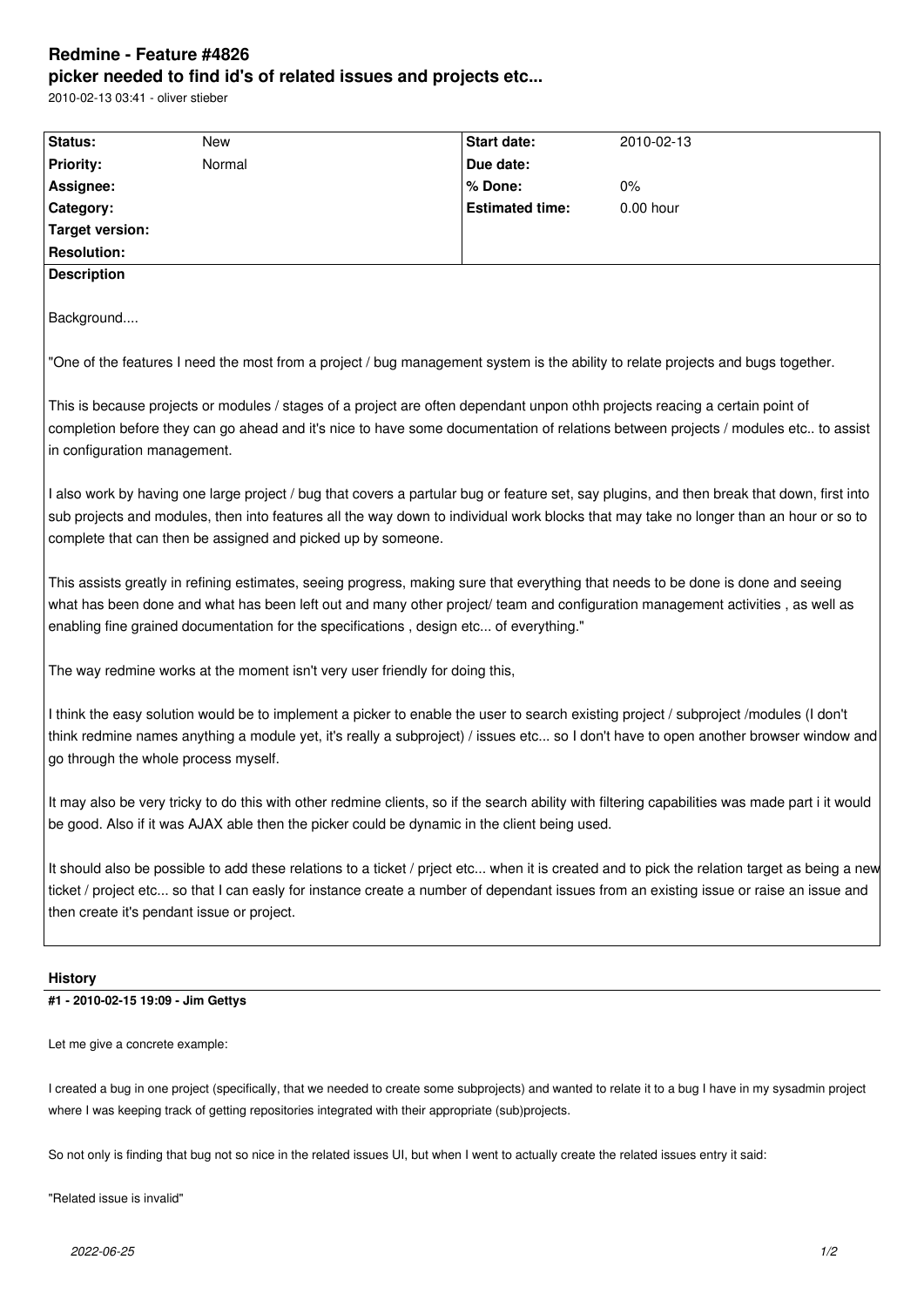# Redmine - Feature #4826

## picker needed to find id's of related issues and projects etc...

2010-02-13 03:41 - oliver stieber

| Status: | New | Start date: | 2010-02-13 |
|---|---|---|---|
| Priority: | Normal | Due date: | |
| Assignee: | | % Done: | 0% |
| Category: | | Estimated time: | 0.00 hour |
| Target version: | | | |
| Resolution: | | | |

**Description**

Background....

"One of the features I need the most from a project / bug management system is the ability to relate projects and bugs together.

This is because projects or modules / stages of a project are often dependant unpon othh projects reacing a certain point of completion before they can go ahead and it's nice to have some documentation of relations between projects / modules etc.. to assist in configuration management.

I also work by having one large project / bug that covers a partular bug or feature set, say plugins, and then break that down, first into sub projects and modules, then into features all the way down to individual work blocks that may take no longer than an hour or so to complete that can then be assigned and picked up by someone.

This assists greatly in refining estimates, seeing progress, making sure that everything that needs to be done is done and seeing what has been done and what has been left out and many other project/ team and configuration management activities , as well as enabling fine grained documentation for the specifications , design etc... of everything."

The way redmine works at the moment isn't very user friendly for doing this,

I think the easy solution would be to implement a picker to enable the user to search existing project / subproject /modules (I don't think redmine names anything a module yet, it's really a subproject) / issues etc... so I don't have to open another browser window and go through the whole process myself.

It may also be very tricky to do this with other redmine clients, so if the search ability with filtering capabilities was made part i it would be good. Also if it was AJAX able then the picker could be dynamic in the client being used.

It should also be possible to add these relations to a ticket / prject etc... when it is created and to pick the relation target as being a new ticket / project etc... so that I can easly for instance create a number of dependant issues from an existing issue or raise an issue and then create it's pendant issue or project.

## History

#### #1 - 2010-02-15 19:09 - Jim Gettys

Let me give a concrete example:

I created a bug in one project (specifically, that we needed to create some subprojects) and wanted to relate it to a bug I have in my sysadmin project where I was keeping track of getting repositories integrated with their appropriate (sub)projects.

So not only is finding that bug not so nice in the related issues UI, but when I went to actually create the related issues entry it said:

"Related issue is invalid"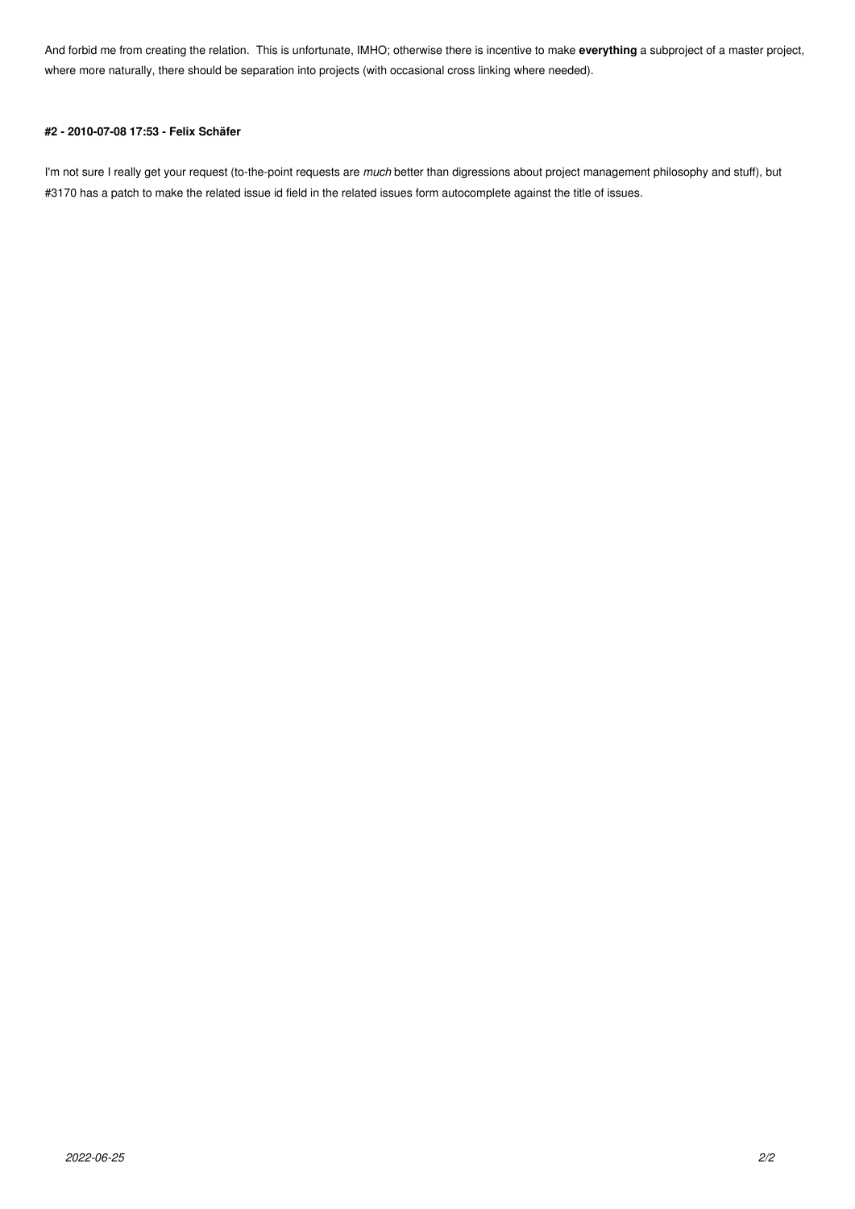And forbid me from creating the relation.  This is unfortunate, IMHO; otherwise there is incentive to make **everything** a subproject of a master project, where more naturally, there should be separation into projects (with occasional cross linking where needed).

#### #2 - 2010-07-08 17:53 - Felix Schäfer

I'm not sure I really get your request (to-the-point requests are *much* better than digressions about project management philosophy and stuff), but #3170 has a patch to make the related issue id field in the related issues form autocomplete against the title of issues.